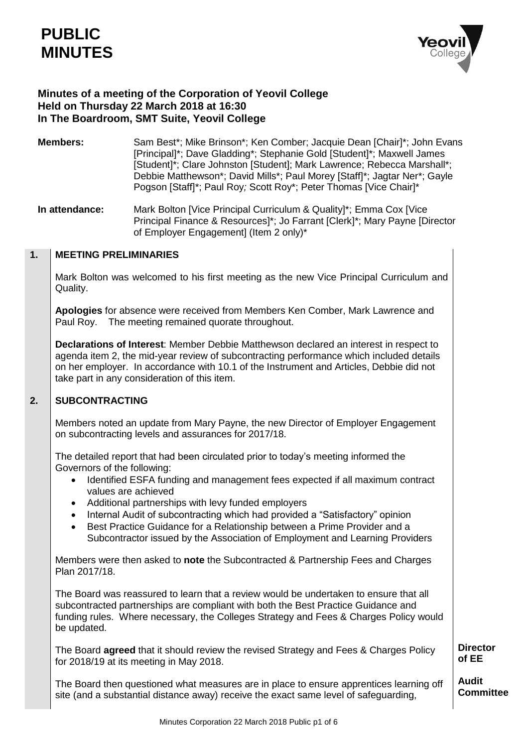# PUBLIC MINUTES

**Minutes of a meeting of the Corporation of Yeovil College**
**Held on Thursday 22 March 2018 at 16:30**
**In The Boardroom, SMT Suite, Yeovil College**

**Members:** Sam Best*; Mike Brinson*; Ken Comber; Jacquie Dean [Chair]*; John Evans [Principal]*; Dave Gladding*; Stephanie Gold [Student]*; Maxwell James [Student]*; Clare Johnston [Student]; Mark Lawrence; Rebecca Marshall*; Debbie Matthewson*; David Mills*; Paul Morey [Staff]*; Jagtar Ner*; Gayle Pogson [Staff]*; Paul Roy; Scott Roy*; Peter Thomas [Vice Chair]*

**In attendance:** Mark Bolton [Vice Principal Curriculum & Quality]*; Emma Cox [Vice Principal Finance & Resources]*; Jo Farrant [Clerk]*; Mary Payne [Director of Employer Engagement] (Item 2 only)*

## 1. MEETING PRELIMINARIES

Mark Bolton was welcomed to his first meeting as the new Vice Principal Curriculum and Quality.

**Apologies** for absence were received from Members Ken Comber, Mark Lawrence and Paul Roy. The meeting remained quorate throughout.

**Declarations of Interest**: Member Debbie Matthewson declared an interest in respect to agenda item 2, the mid-year review of subcontracting performance which included details on her employer. In accordance with 10.1 of the Instrument and Articles, Debbie did not take part in any consideration of this item.

## 2. SUBCONTRACTING

Members noted an update from Mary Payne, the new Director of Employer Engagement on subcontracting levels and assurances for 2017/18.

The detailed report that had been circulated prior to today's meeting informed the Governors of the following:

- Identified ESFA funding and management fees expected if all maximum contract values are achieved
- Additional partnerships with levy funded employers
- Internal Audit of subcontracting which had provided a "Satisfactory" opinion
- Best Practice Guidance for a Relationship between a Prime Provider and a Subcontractor issued by the Association of Employment and Learning Providers

Members were then asked to **note** the Subcontracted & Partnership Fees and Charges Plan 2017/18.

The Board was reassured to learn that a review would be undertaken to ensure that all subcontracted partnerships are compliant with both the Best Practice Guidance and funding rules. Where necessary, the Colleges Strategy and Fees & Charges Policy would be updated.

The Board **agreed** that it should review the revised Strategy and Fees & Charges Policy for 2018/19 at its meeting in May 2018. **Director of EE**

The Board then questioned what measures are in place to ensure apprentices learning off site (and a substantial distance away) receive the exact same level of safeguarding, **Audit Committee**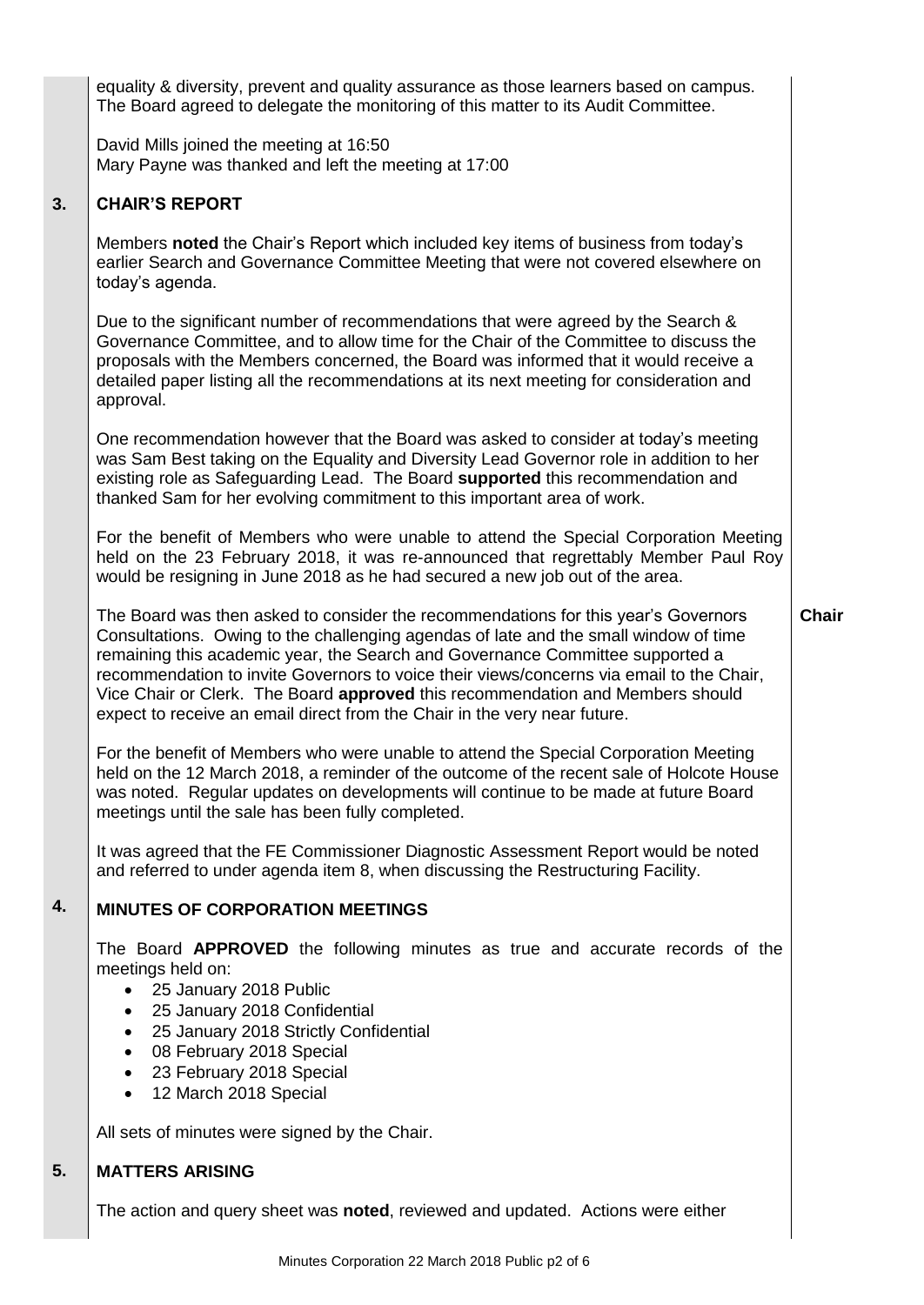equality & diversity, prevent and quality assurance as those learners based on campus. The Board agreed to delegate the monitoring of this matter to its Audit Committee.

David Mills joined the meeting at 16:50
Mary Payne was thanked and left the meeting at 17:00

## 3. CHAIR'S REPORT

Members **noted** the Chair's Report which included key items of business from today's earlier Search and Governance Committee Meeting that were not covered elsewhere on today's agenda.

Due to the significant number of recommendations that were agreed by the Search & Governance Committee, and to allow time for the Chair of the Committee to discuss the proposals with the Members concerned, the Board was informed that it would receive a detailed paper listing all the recommendations at its next meeting for consideration and approval.

One recommendation however that the Board was asked to consider at today's meeting was Sam Best taking on the Equality and Diversity Lead Governor role in addition to her existing role as Safeguarding Lead. The Board **supported** this recommendation and thanked Sam for her evolving commitment to this important area of work.

For the benefit of Members who were unable to attend the Special Corporation Meeting held on the 23 February 2018, it was re-announced that regrettably Member Paul Roy would be resigning in June 2018 as he had secured a new job out of the area.

The Board was then asked to consider the recommendations for this year's Governors Consultations. Owing to the challenging agendas of late and the small window of time remaining this academic year, the Search and Governance Committee supported a recommendation to invite Governors to voice their views/concerns via email to the Chair, Vice Chair or Clerk. The Board **approved** this recommendation and Members should expect to receive an email direct from the Chair in the very near future. **Chair**

For the benefit of Members who were unable to attend the Special Corporation Meeting held on the 12 March 2018, a reminder of the outcome of the recent sale of Holcote House was noted. Regular updates on developments will continue to be made at future Board meetings until the sale has been fully completed.

It was agreed that the FE Commissioner Diagnostic Assessment Report would be noted and referred to under agenda item 8, when discussing the Restructuring Facility.

## 4. MINUTES OF CORPORATION MEETINGS

The Board **APPROVED** the following minutes as true and accurate records of the meetings held on:

- 25 January 2018 Public
- 25 January 2018 Confidential
- 25 January 2018 Strictly Confidential
- 08 February 2018 Special
- 23 February 2018 Special
- 12 March 2018 Special

All sets of minutes were signed by the Chair.

## 5. MATTERS ARISING

The action and query sheet was **noted**, reviewed and updated. Actions were either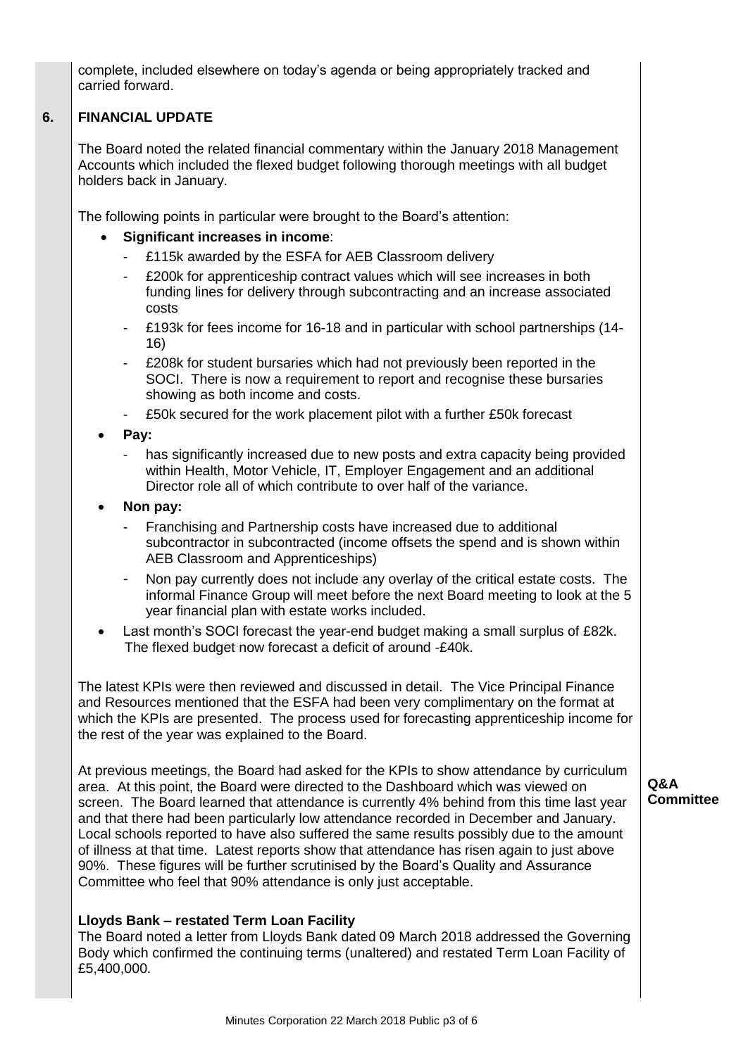complete, included elsewhere on today's agenda or being appropriately tracked and carried forward.

## 6. FINANCIAL UPDATE

The Board noted the related financial commentary within the January 2018 Management Accounts which included the flexed budget following thorough meetings with all budget holders back in January.

The following points in particular were brought to the Board's attention:

- **Significant increases in income**:
  - £115k awarded by the ESFA for AEB Classroom delivery
  - £200k for apprenticeship contract values which will see increases in both funding lines for delivery through subcontracting and an increase associated costs
  - £193k for fees income for 16-18 and in particular with school partnerships (14-16)
  - £208k for student bursaries which had not previously been reported in the SOCI. There is now a requirement to report and recognise these bursaries showing as both income and costs.
  - £50k secured for the work placement pilot with a further £50k forecast
- **Pay:**
  - has significantly increased due to new posts and extra capacity being provided within Health, Motor Vehicle, IT, Employer Engagement and an additional Director role all of which contribute to over half of the variance.
- **Non pay:**
  - Franchising and Partnership costs have increased due to additional subcontractor in subcontracted (income offsets the spend and is shown within AEB Classroom and Apprenticeships)
  - Non pay currently does not include any overlay of the critical estate costs. The informal Finance Group will meet before the next Board meeting to look at the 5 year financial plan with estate works included.
- Last month's SOCI forecast the year-end budget making a small surplus of £82k. The flexed budget now forecast a deficit of around -£40k.

The latest KPIs were then reviewed and discussed in detail. The Vice Principal Finance and Resources mentioned that the ESFA had been very complimentary on the format at which the KPIs are presented. The process used for forecasting apprenticeship income for the rest of the year was explained to the Board.

At previous meetings, the Board had asked for the KPIs to show attendance by curriculum area. At this point, the Board were directed to the Dashboard which was viewed on screen. The Board learned that attendance is currently 4% behind from this time last year and that there had been particularly low attendance recorded in December and January. Local schools reported to have also suffered the same results possibly due to the amount of illness at that time. Latest reports show that attendance has risen again to just above 90%. These figures will be further scrutinised by the Board's Quality and Assurance Committee who feel that 90% attendance is only just acceptable.

**Q&A Committee**

**Lloyds Bank – restated Term Loan Facility**

The Board noted a letter from Lloyds Bank dated 09 March 2018 addressed the Governing Body which confirmed the continuing terms (unaltered) and restated Term Loan Facility of £5,400,000.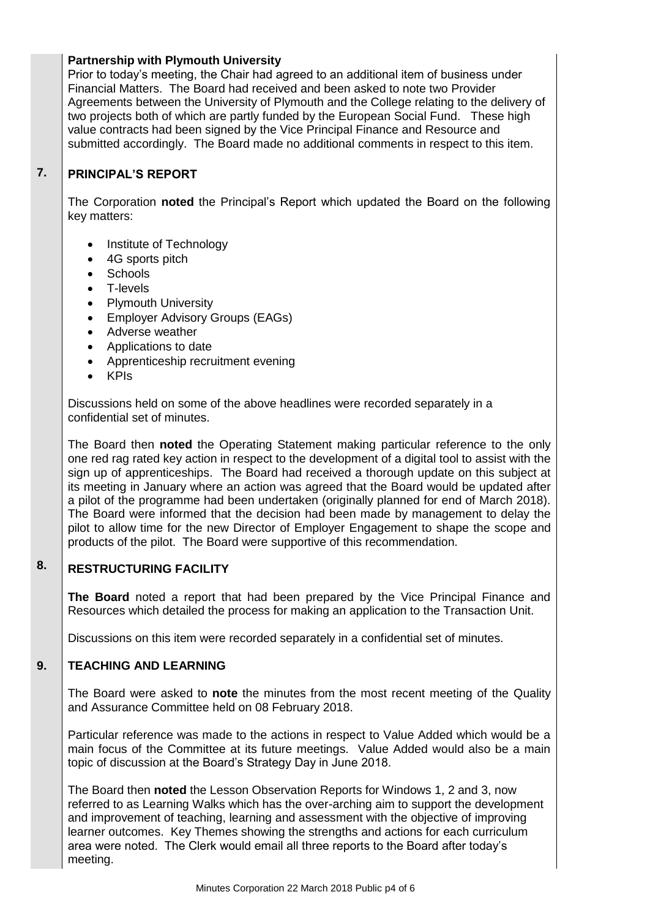**Partnership with Plymouth University**

Prior to today's meeting, the Chair had agreed to an additional item of business under Financial Matters. The Board had received and been asked to note two Provider Agreements between the University of Plymouth and the College relating to the delivery of two projects both of which are partly funded by the European Social Fund. These high value contracts had been signed by the Vice Principal Finance and Resource and submitted accordingly. The Board made no additional comments in respect to this item.

## 7. PRINCIPAL'S REPORT

The Corporation **noted** the Principal's Report which updated the Board on the following key matters:

- Institute of Technology
- 4G sports pitch
- Schools
- T-levels
- Plymouth University
- Employer Advisory Groups (EAGs)
- Adverse weather
- Applications to date
- Apprenticeship recruitment evening
- KPIs

Discussions held on some of the above headlines were recorded separately in a confidential set of minutes.

The Board then **noted** the Operating Statement making particular reference to the only one red rag rated key action in respect to the development of a digital tool to assist with the sign up of apprenticeships. The Board had received a thorough update on this subject at its meeting in January where an action was agreed that the Board would be updated after a pilot of the programme had been undertaken (originally planned for end of March 2018). The Board were informed that the decision had been made by management to delay the pilot to allow time for the new Director of Employer Engagement to shape the scope and products of the pilot. The Board were supportive of this recommendation.

## 8. RESTRUCTURING FACILITY

**The Board** noted a report that had been prepared by the Vice Principal Finance and Resources which detailed the process for making an application to the Transaction Unit.

Discussions on this item were recorded separately in a confidential set of minutes.

## 9. TEACHING AND LEARNING

The Board were asked to **note** the minutes from the most recent meeting of the Quality and Assurance Committee held on 08 February 2018.

Particular reference was made to the actions in respect to Value Added which would be a main focus of the Committee at its future meetings. Value Added would also be a main topic of discussion at the Board's Strategy Day in June 2018.

The Board then **noted** the Lesson Observation Reports for Windows 1, 2 and 3, now referred to as Learning Walks which has the over-arching aim to support the development and improvement of teaching, learning and assessment with the objective of improving learner outcomes. Key Themes showing the strengths and actions for each curriculum area were noted. The Clerk would email all three reports to the Board after today's meeting.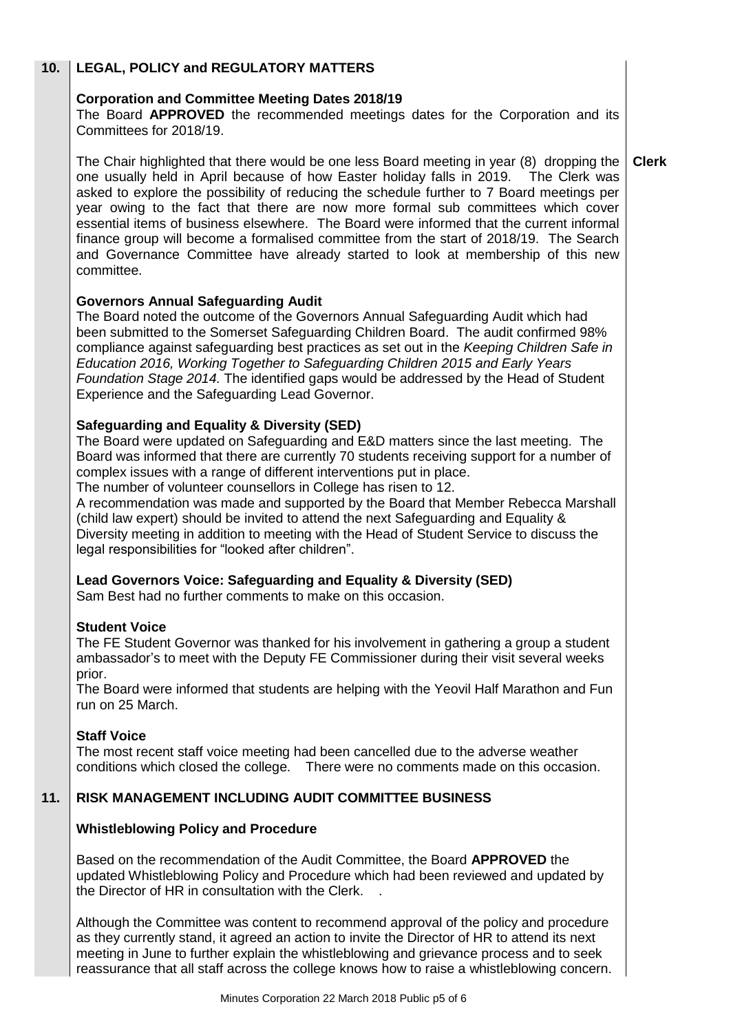## 10. LEGAL, POLICY and REGULATORY MATTERS

### Corporation and Committee Meeting Dates 2018/19

The Board **APPROVED** the recommended meetings dates for the Corporation and its Committees for 2018/19.

The Chair highlighted that there would be one less Board meeting in year (8) dropping the one usually held in April because of how Easter holiday falls in 2019. The Clerk was asked to explore the possibility of reducing the schedule further to 7 Board meetings per year owing to the fact that there are now more formal sub committees which cover essential items of business elsewhere. The Board were informed that the current informal finance group will become a formalised committee from the start of 2018/19. The Search and Governance Committee have already started to look at membership of this new committee. **Clerk**

### Governors Annual Safeguarding Audit

The Board noted the outcome of the Governors Annual Safeguarding Audit which had been submitted to the Somerset Safeguarding Children Board. The audit confirmed 98% compliance against safeguarding best practices as set out in the *Keeping Children Safe in Education 2016, Working Together to Safeguarding Children 2015 and Early Years Foundation Stage 2014.* The identified gaps would be addressed by the Head of Student Experience and the Safeguarding Lead Governor.

### Safeguarding and Equality & Diversity (SED)

The Board were updated on Safeguarding and E&D matters since the last meeting. The Board was informed that there are currently 70 students receiving support for a number of complex issues with a range of different interventions put in place.

The number of volunteer counsellors in College has risen to 12.

A recommendation was made and supported by the Board that Member Rebecca Marshall (child law expert) should be invited to attend the next Safeguarding and Equality & Diversity meeting in addition to meeting with the Head of Student Service to discuss the legal responsibilities for "looked after children".

### Lead Governors Voice: Safeguarding and Equality & Diversity (SED)

Sam Best had no further comments to make on this occasion.

### Student Voice

The FE Student Governor was thanked for his involvement in gathering a group a student ambassador's to meet with the Deputy FE Commissioner during their visit several weeks prior.

The Board were informed that students are helping with the Yeovil Half Marathon and Fun run on 25 March.

### Staff Voice

The most recent staff voice meeting had been cancelled due to the adverse weather conditions which closed the college. There were no comments made on this occasion.

## 11. RISK MANAGEMENT INCLUDING AUDIT COMMITTEE BUSINESS

### Whistleblowing Policy and Procedure

Based on the recommendation of the Audit Committee, the Board **APPROVED** the updated Whistleblowing Policy and Procedure which had been reviewed and updated by the Director of HR in consultation with the Clerk. .

Although the Committee was content to recommend approval of the policy and procedure as they currently stand, it agreed an action to invite the Director of HR to attend its next meeting in June to further explain the whistleblowing and grievance process and to seek reassurance that all staff across the college knows how to raise a whistleblowing concern.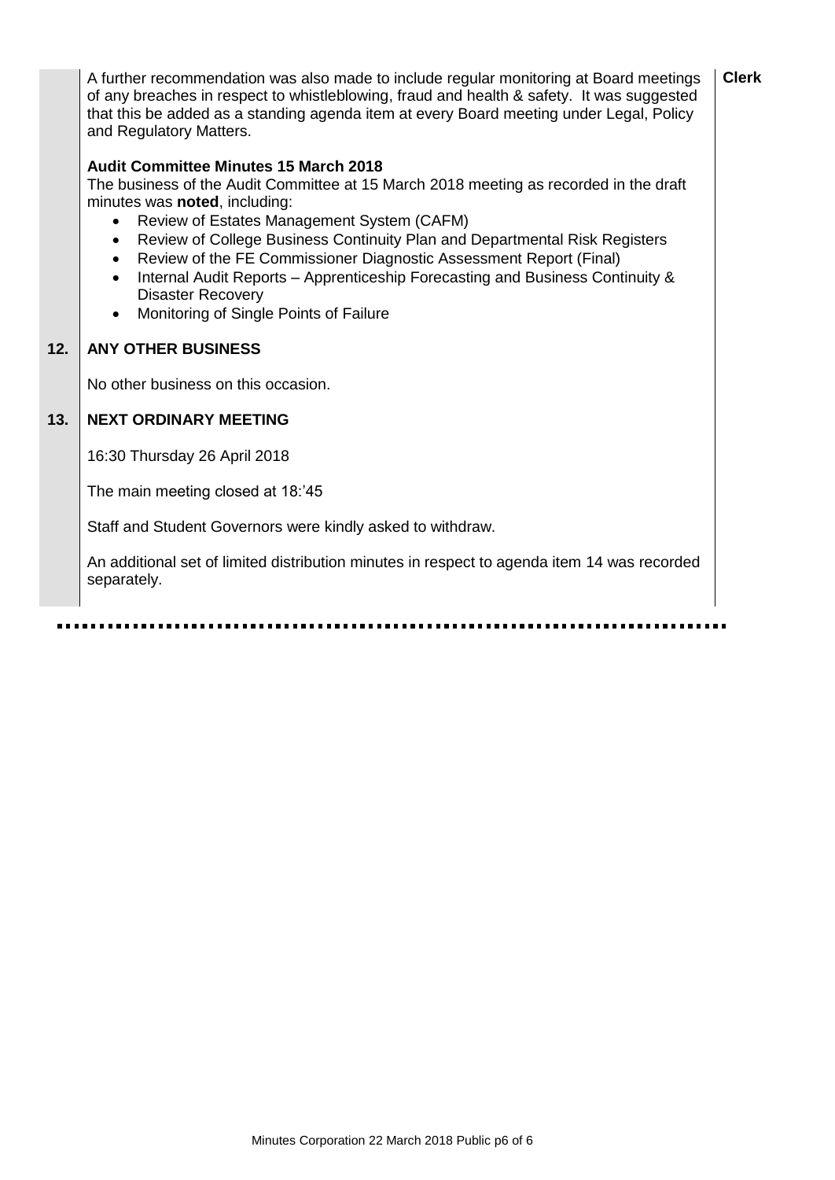A further recommendation was also made to include regular monitoring at Board meetings of any breaches in respect to whistleblowing, fraud and health & safety. It was suggested that this be added as a standing agenda item at every Board meeting under Legal, Policy and Regulatory Matters. **Clerk**

**Audit Committee Minutes 15 March 2018**

The business of the Audit Committee at 15 March 2018 meeting as recorded in the draft minutes was **noted**, including:

- Review of Estates Management System (CAFM)
- Review of College Business Continuity Plan and Departmental Risk Registers
- Review of the FE Commissioner Diagnostic Assessment Report (Final)
- Internal Audit Reports – Apprenticeship Forecasting and Business Continuity & Disaster Recovery
- Monitoring of Single Points of Failure

## 12. ANY OTHER BUSINESS

No other business on this occasion.

## 13. NEXT ORDINARY MEETING

16:30 Thursday 26 April 2018

The main meeting closed at 18:'45

Staff and Student Governors were kindly asked to withdraw.

An additional set of limited distribution minutes in respect to agenda item 14 was recorded separately.